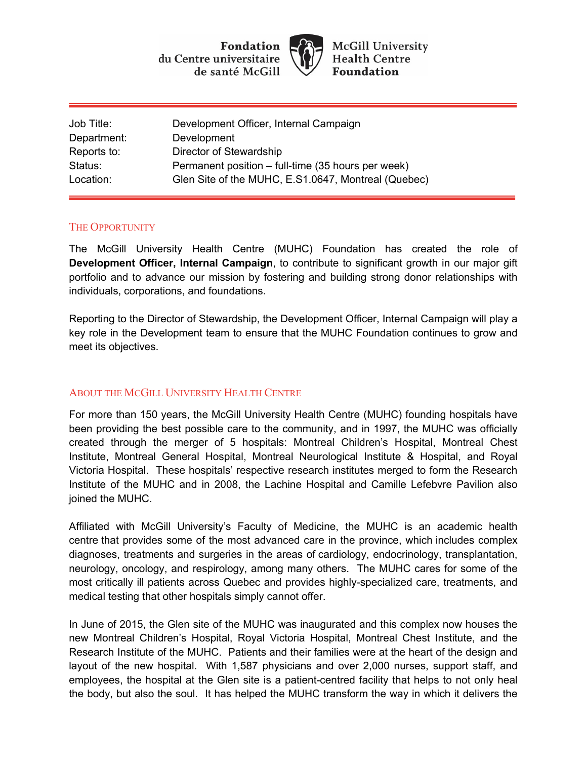Fondation du Centre universitaire de santé McGill | McGill University Health Centre Foundation

| | |
|---|---|
| Job Title: | Development Officer, Internal Campaign |
| Department: | Development |
| Reports to: | Director of Stewardship |
| Status: | Permanent position – full-time (35 hours per week) |
| Location: | Glen Site of the MUHC, E.S1.0647, Montreal (Quebec) |

## The Opportunity

The McGill University Health Centre (MUHC) Foundation has created the role of **Development Officer, Internal Campaign**, to contribute to significant growth in our major gift portfolio and to advance our mission by fostering and building strong donor relationships with individuals, corporations, and foundations.

Reporting to the Director of Stewardship, the Development Officer, Internal Campaign will play a key role in the Development team to ensure that the MUHC Foundation continues to grow and meet its objectives.

## About the McGill University Health Centre

For more than 150 years, the McGill University Health Centre (MUHC) founding hospitals have been providing the best possible care to the community, and in 1997, the MUHC was officially created through the merger of 5 hospitals: Montreal Children's Hospital, Montreal Chest Institute, Montreal General Hospital, Montreal Neurological Institute & Hospital, and Royal Victoria Hospital. These hospitals' respective research institutes merged to form the Research Institute of the MUHC and in 2008, the Lachine Hospital and Camille Lefebvre Pavilion also joined the MUHC.

Affiliated with McGill University's Faculty of Medicine, the MUHC is an academic health centre that provides some of the most advanced care in the province, which includes complex diagnoses, treatments and surgeries in the areas of cardiology, endocrinology, transplantation, neurology, oncology, and respirology, among many others. The MUHC cares for some of the most critically ill patients across Quebec and provides highly-specialized care, treatments, and medical testing that other hospitals simply cannot offer.

In June of 2015, the Glen site of the MUHC was inaugurated and this complex now houses the new Montreal Children's Hospital, Royal Victoria Hospital, Montreal Chest Institute, and the Research Institute of the MUHC. Patients and their families were at the heart of the design and layout of the new hospital. With 1,587 physicians and over 2,000 nurses, support staff, and employees, the hospital at the Glen site is a patient-centred facility that helps to not only heal the body, but also the soul. It has helped the MUHC transform the way in which it delivers the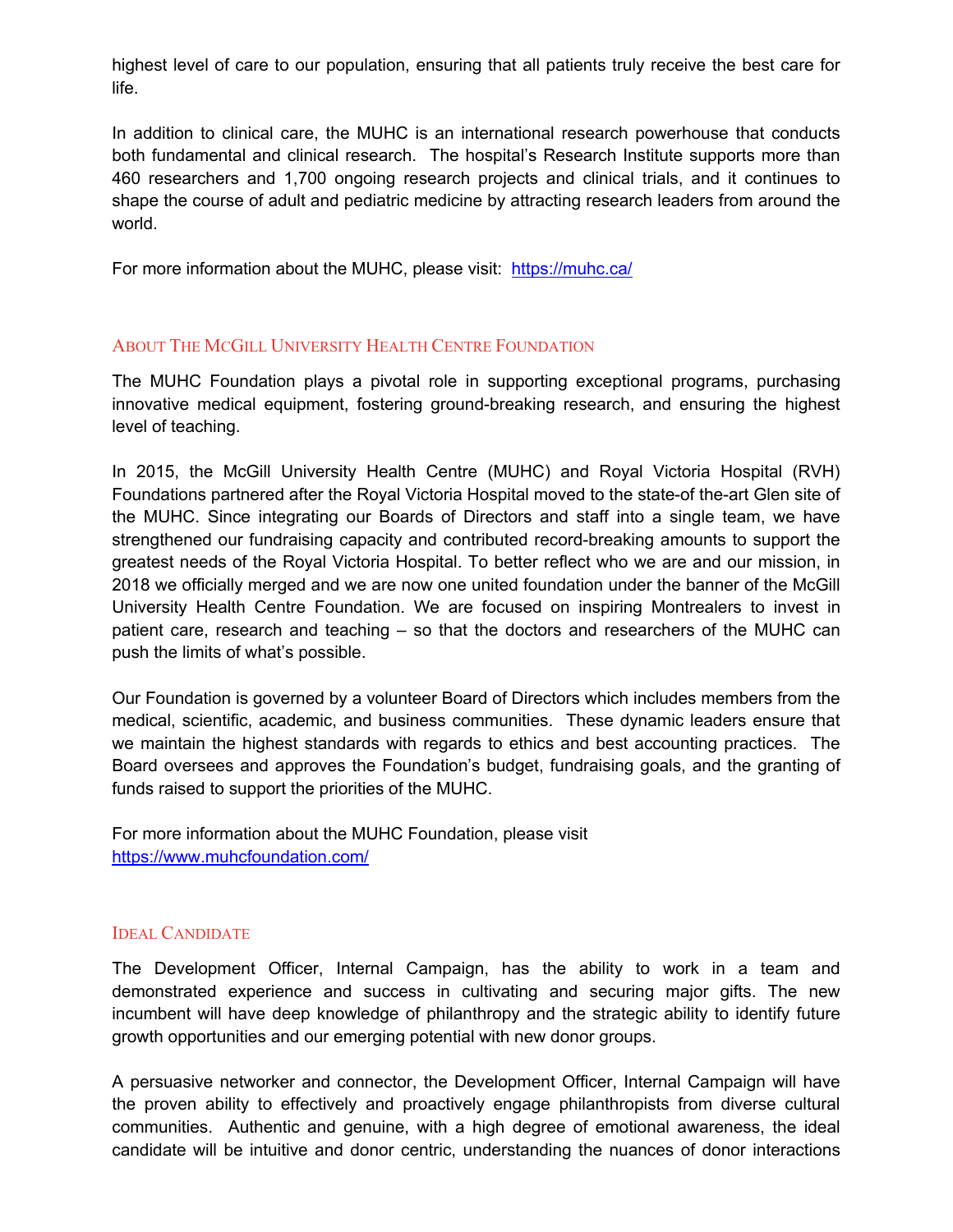highest level of care to our population, ensuring that all patients truly receive the best care for life.

In addition to clinical care, the MUHC is an international research powerhouse that conducts both fundamental and clinical research. The hospital's Research Institute supports more than 460 researchers and 1,700 ongoing research projects and clinical trials, and it continues to shape the course of adult and pediatric medicine by attracting research leaders from around the world.

For more information about the MUHC, please visit: https://muhc.ca/

## About The McGill University Health Centre Foundation

The MUHC Foundation plays a pivotal role in supporting exceptional programs, purchasing innovative medical equipment, fostering ground-breaking research, and ensuring the highest level of teaching.

In 2015, the McGill University Health Centre (MUHC) and Royal Victoria Hospital (RVH) Foundations partnered after the Royal Victoria Hospital moved to the state-of the-art Glen site of the MUHC. Since integrating our Boards of Directors and staff into a single team, we have strengthened our fundraising capacity and contributed record-breaking amounts to support the greatest needs of the Royal Victoria Hospital. To better reflect who we are and our mission, in 2018 we officially merged and we are now one united foundation under the banner of the McGill University Health Centre Foundation. We are focused on inspiring Montrealers to invest in patient care, research and teaching – so that the doctors and researchers of the MUHC can push the limits of what's possible.

Our Foundation is governed by a volunteer Board of Directors which includes members from the medical, scientific, academic, and business communities. These dynamic leaders ensure that we maintain the highest standards with regards to ethics and best accounting practices. The Board oversees and approves the Foundation's budget, fundraising goals, and the granting of funds raised to support the priorities of the MUHC.

For more information about the MUHC Foundation, please visit https://www.muhcfoundation.com/

## Ideal Candidate

The Development Officer, Internal Campaign, has the ability to work in a team and demonstrated experience and success in cultivating and securing major gifts. The new incumbent will have deep knowledge of philanthropy and the strategic ability to identify future growth opportunities and our emerging potential with new donor groups.

A persuasive networker and connector, the Development Officer, Internal Campaign will have the proven ability to effectively and proactively engage philanthropists from diverse cultural communities. Authentic and genuine, with a high degree of emotional awareness, the ideal candidate will be intuitive and donor centric, understanding the nuances of donor interactions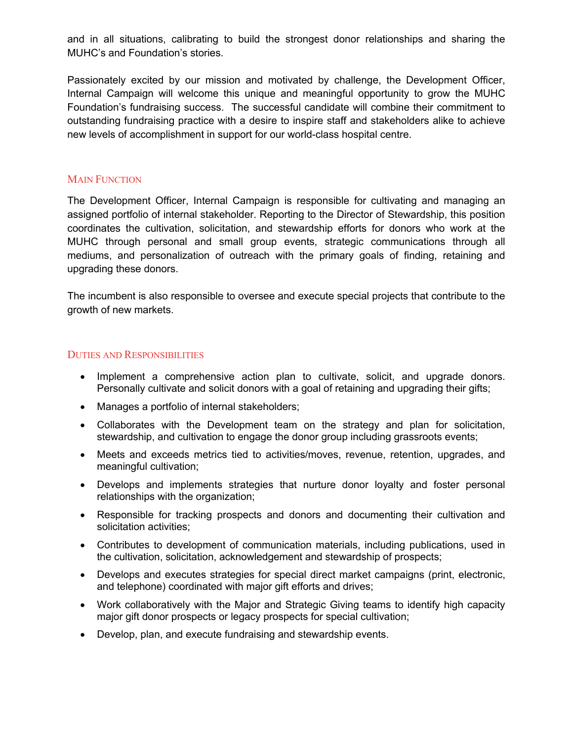and in all situations, calibrating to build the strongest donor relationships and sharing the MUHC's and Foundation's stories.

Passionately excited by our mission and motivated by challenge, the Development Officer, Internal Campaign will welcome this unique and meaningful opportunity to grow the MUHC Foundation's fundraising success. The successful candidate will combine their commitment to outstanding fundraising practice with a desire to inspire staff and stakeholders alike to achieve new levels of accomplishment in support for our world-class hospital centre.

## Main Function

The Development Officer, Internal Campaign is responsible for cultivating and managing an assigned portfolio of internal stakeholder. Reporting to the Director of Stewardship, this position coordinates the cultivation, solicitation, and stewardship efforts for donors who work at the MUHC through personal and small group events, strategic communications through all mediums, and personalization of outreach with the primary goals of finding, retaining and upgrading these donors.

The incumbent is also responsible to oversee and execute special projects that contribute to the growth of new markets.

## Duties and Responsibilities

- Implement a comprehensive action plan to cultivate, solicit, and upgrade donors. Personally cultivate and solicit donors with a goal of retaining and upgrading their gifts;
- Manages a portfolio of internal stakeholders;
- Collaborates with the Development team on the strategy and plan for solicitation, stewardship, and cultivation to engage the donor group including grassroots events;
- Meets and exceeds metrics tied to activities/moves, revenue, retention, upgrades, and meaningful cultivation;
- Develops and implements strategies that nurture donor loyalty and foster personal relationships with the organization;
- Responsible for tracking prospects and donors and documenting their cultivation and solicitation activities;
- Contributes to development of communication materials, including publications, used in the cultivation, solicitation, acknowledgement and stewardship of prospects;
- Develops and executes strategies for special direct market campaigns (print, electronic, and telephone) coordinated with major gift efforts and drives;
- Work collaboratively with the Major and Strategic Giving teams to identify high capacity major gift donor prospects or legacy prospects for special cultivation;
- Develop, plan, and execute fundraising and stewardship events.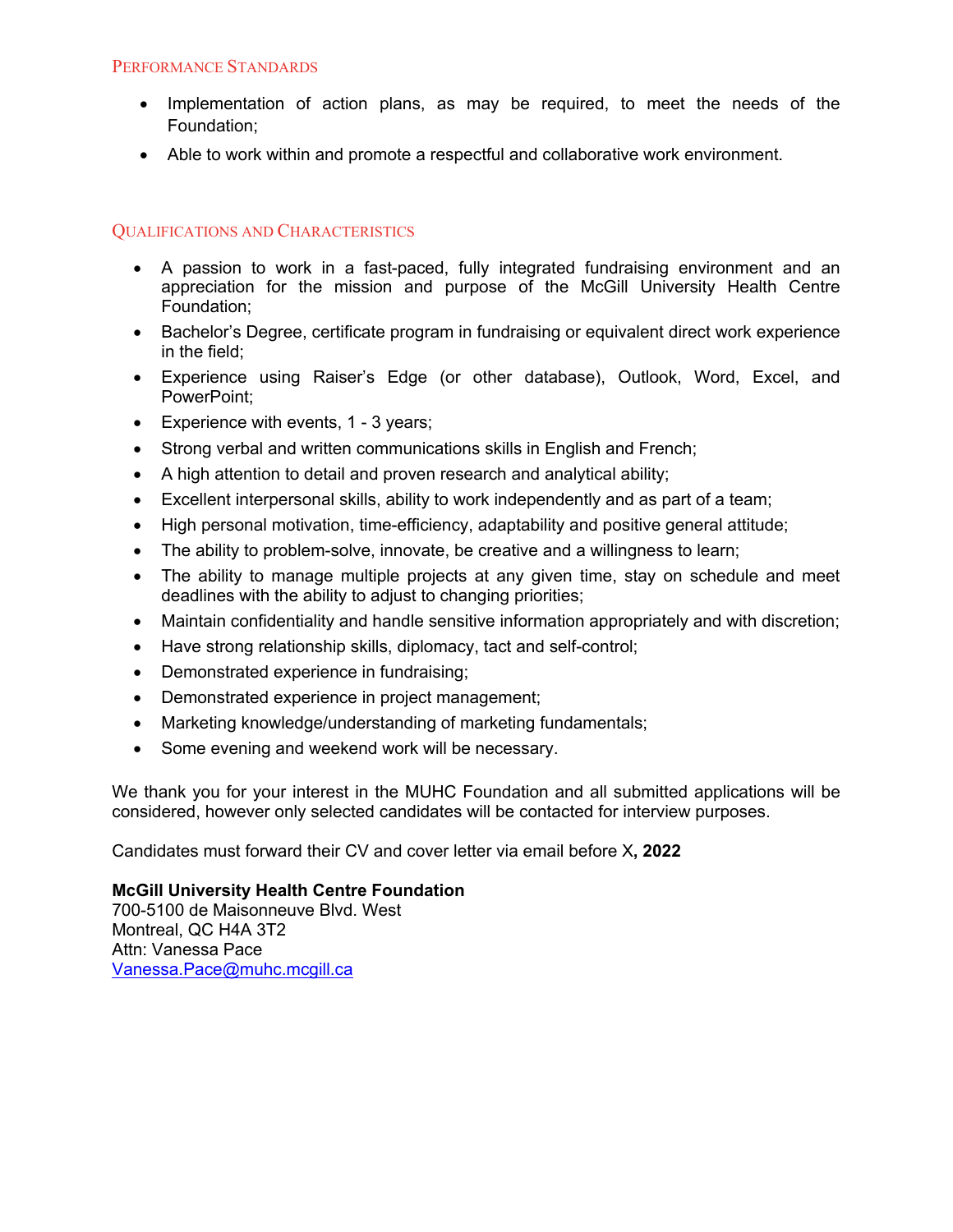## Performance Standards

- Implementation of action plans, as may be required, to meet the needs of the Foundation;
- Able to work within and promote a respectful and collaborative work environment.

## Qualifications and Characteristics

- A passion to work in a fast-paced, fully integrated fundraising environment and an appreciation for the mission and purpose of the McGill University Health Centre Foundation;
- Bachelor's Degree, certificate program in fundraising or equivalent direct work experience in the field;
- Experience using Raiser's Edge (or other database), Outlook, Word, Excel, and PowerPoint;
- Experience with events, 1 - 3 years;
- Strong verbal and written communications skills in English and French;
- A high attention to detail and proven research and analytical ability;
- Excellent interpersonal skills, ability to work independently and as part of a team;
- High personal motivation, time-efficiency, adaptability and positive general attitude;
- The ability to problem-solve, innovate, be creative and a willingness to learn;
- The ability to manage multiple projects at any given time, stay on schedule and meet deadlines with the ability to adjust to changing priorities;
- Maintain confidentiality and handle sensitive information appropriately and with discretion;
- Have strong relationship skills, diplomacy, tact and self-control;
- Demonstrated experience in fundraising;
- Demonstrated experience in project management;
- Marketing knowledge/understanding of marketing fundamentals;
- Some evening and weekend work will be necessary.

We thank you for your interest in the MUHC Foundation and all submitted applications will be considered, however only selected candidates will be contacted for interview purposes.

Candidates must forward their CV and cover letter via email before X**, 2022**

**McGill University Health Centre Foundation**
700-5100 de Maisonneuve Blvd. West
Montreal, QC H4A 3T2
Attn: Vanessa Pace
Vanessa.Pace@muhc.mcgill.ca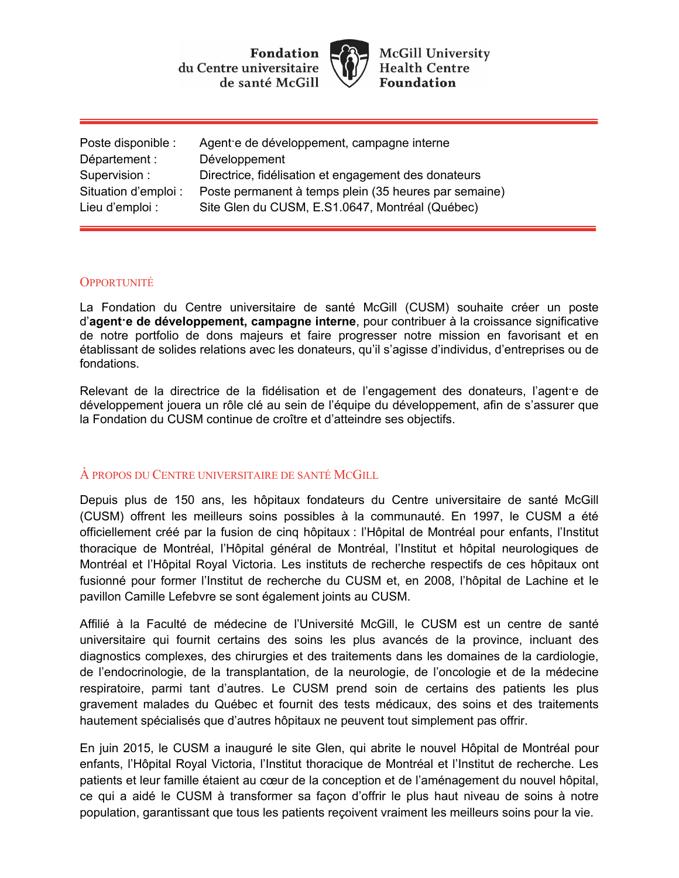Fondation du Centre universitaire de santé McGill | McGill University Health Centre Foundation

| | |
|---|---|
| Poste disponible : | Agent·e de développement, campagne interne |
| Département : | Développement |
| Supervision : | Directrice, fidélisation et engagement des donateurs |
| Situation d'emploi : | Poste permanent à temps plein (35 heures par semaine) |
| Lieu d'emploi : | Site Glen du CUSM, E.S1.0647, Montréal (Québec) |

## Opportunité

La Fondation du Centre universitaire de santé McGill (CUSM) souhaite créer un poste d'**agent·e de développement, campagne interne**, pour contribuer à la croissance significative de notre portfolio de dons majeurs et faire progresser notre mission en favorisant et en établissant de solides relations avec les donateurs, qu'il s'agisse d'individus, d'entreprises ou de fondations.

Relevant de la directrice de la fidélisation et de l'engagement des donateurs, l'agent·e de développement jouera un rôle clé au sein de l'équipe du développement, afin de s'assurer que la Fondation du CUSM continue de croître et d'atteindre ses objectifs.

## À propos du Centre universitaire de santé McGill

Depuis plus de 150 ans, les hôpitaux fondateurs du Centre universitaire de santé McGill (CUSM) offrent les meilleurs soins possibles à la communauté. En 1997, le CUSM a été officiellement créé par la fusion de cinq hôpitaux : l'Hôpital de Montréal pour enfants, l'Institut thoracique de Montréal, l'Hôpital général de Montréal, l'Institut et hôpital neurologiques de Montréal et l'Hôpital Royal Victoria. Les instituts de recherche respectifs de ces hôpitaux ont fusionné pour former l'Institut de recherche du CUSM et, en 2008, l'hôpital de Lachine et le pavillon Camille Lefebvre se sont également joints au CUSM.

Affilié à la Faculté de médecine de l'Université McGill, le CUSM est un centre de santé universitaire qui fournit certains des soins les plus avancés de la province, incluant des diagnostics complexes, des chirurgies et des traitements dans les domaines de la cardiologie, de l'endocrinologie, de la transplantation, de la neurologie, de l'oncologie et de la médecine respiratoire, parmi tant d'autres. Le CUSM prend soin de certains des patients les plus gravement malades du Québec et fournit des tests médicaux, des soins et des traitements hautement spécialisés que d'autres hôpitaux ne peuvent tout simplement pas offrir.

En juin 2015, le CUSM a inauguré le site Glen, qui abrite le nouvel Hôpital de Montréal pour enfants, l'Hôpital Royal Victoria, l'Institut thoracique de Montréal et l'Institut de recherche. Les patients et leur famille étaient au cœur de la conception et de l'aménagement du nouvel hôpital, ce qui a aidé le CUSM à transformer sa façon d'offrir le plus haut niveau de soins à notre population, garantissant que tous les patients reçoivent vraiment les meilleurs soins pour la vie.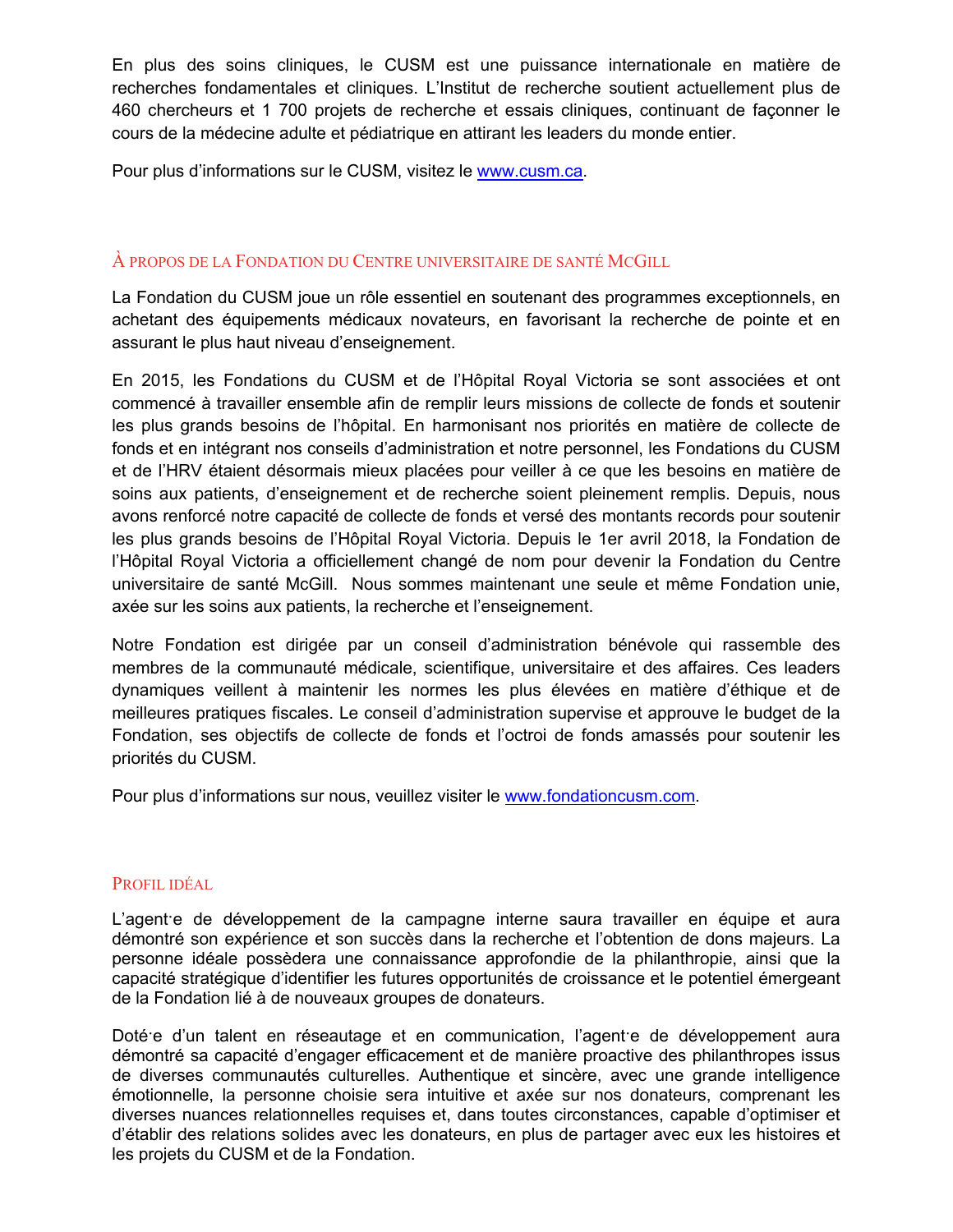En plus des soins cliniques, le CUSM est une puissance internationale en matière de recherches fondamentales et cliniques. L'Institut de recherche soutient actuellement plus de 460 chercheurs et 1 700 projets de recherche et essais cliniques, continuant de façonner le cours de la médecine adulte et pédiatrique en attirant les leaders du monde entier.

Pour plus d'informations sur le CUSM, visitez le [www.cusm.ca](http://www.cusm.ca).

## À propos de la Fondation du Centre universitaire de santé McGill

La Fondation du CUSM joue un rôle essentiel en soutenant des programmes exceptionnels, en achetant des équipements médicaux novateurs, en favorisant la recherche de pointe et en assurant le plus haut niveau d'enseignement.

En 2015, les Fondations du CUSM et de l'Hôpital Royal Victoria se sont associées et ont commencé à travailler ensemble afin de remplir leurs missions de collecte de fonds et soutenir les plus grands besoins de l'hôpital. En harmonisant nos priorités en matière de collecte de fonds et en intégrant nos conseils d'administration et notre personnel, les Fondations du CUSM et de l'HRV étaient désormais mieux placées pour veiller à ce que les besoins en matière de soins aux patients, d'enseignement et de recherche soient pleinement remplis. Depuis, nous avons renforcé notre capacité de collecte de fonds et versé des montants records pour soutenir les plus grands besoins de l'Hôpital Royal Victoria. Depuis le 1er avril 2018, la Fondation de l'Hôpital Royal Victoria a officiellement changé de nom pour devenir la Fondation du Centre universitaire de santé McGill. Nous sommes maintenant une seule et même Fondation unie, axée sur les soins aux patients, la recherche et l'enseignement.

Notre Fondation est dirigée par un conseil d'administration bénévole qui rassemble des membres de la communauté médicale, scientifique, universitaire et des affaires. Ces leaders dynamiques veillent à maintenir les normes les plus élevées en matière d'éthique et de meilleures pratiques fiscales. Le conseil d'administration supervise et approuve le budget de la Fondation, ses objectifs de collecte de fonds et l'octroi de fonds amassés pour soutenir les priorités du CUSM.

Pour plus d'informations sur nous, veuillez visiter le [www.fondationcusm.com](http://www.fondationcusm.com).

## Profil idéal

L'agent·e de développement de la campagne interne saura travailler en équipe et aura démontré son expérience et son succès dans la recherche et l'obtention de dons majeurs. La personne idéale possèdera une connaissance approfondie de la philanthropie, ainsi que la capacité stratégique d'identifier les futures opportunités de croissance et le potentiel émergeant de la Fondation lié à de nouveaux groupes de donateurs.

Doté·e d'un talent en réseautage et en communication, l'agent·e de développement aura démontré sa capacité d'engager efficacement et de manière proactive des philanthropes issus de diverses communautés culturelles. Authentique et sincère, avec une grande intelligence émotionnelle, la personne choisie sera intuitive et axée sur nos donateurs, comprenant les diverses nuances relationnelles requises et, dans toutes circonstances, capable d'optimiser et d'établir des relations solides avec les donateurs, en plus de partager avec eux les histoires et les projets du CUSM et de la Fondation.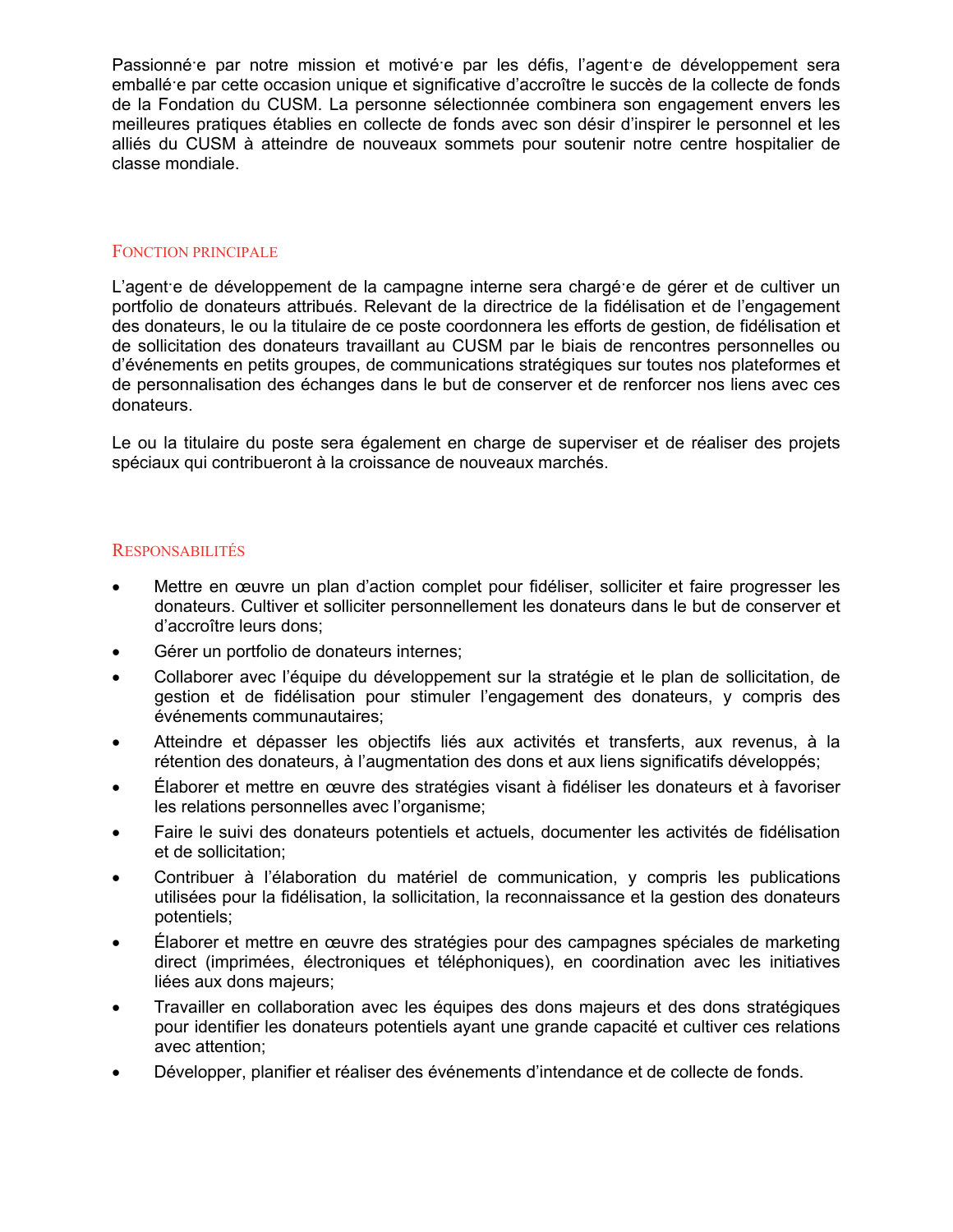Passionné·e par notre mission et motivé·e par les défis, l'agent·e de développement sera emballé·e par cette occasion unique et significative d'accroître le succès de la collecte de fonds de la Fondation du CUSM. La personne sélectionnée combinera son engagement envers les meilleures pratiques établies en collecte de fonds avec son désir d'inspirer le personnel et les alliés du CUSM à atteindre de nouveaux sommets pour soutenir notre centre hospitalier de classe mondiale.

## Fonction principale

L'agent·e de développement de la campagne interne sera chargé·e de gérer et de cultiver un portfolio de donateurs attribués. Relevant de la directrice de la fidélisation et de l'engagement des donateurs, le ou la titulaire de ce poste coordonnera les efforts de gestion, de fidélisation et de sollicitation des donateurs travaillant au CUSM par le biais de rencontres personnelles ou d'événements en petits groupes, de communications stratégiques sur toutes nos plateformes et de personnalisation des échanges dans le but de conserver et de renforcer nos liens avec ces donateurs.

Le ou la titulaire du poste sera également en charge de superviser et de réaliser des projets spéciaux qui contribueront à la croissance de nouveaux marchés.

## Responsabilités

- Mettre en œuvre un plan d'action complet pour fidéliser, solliciter et faire progresser les donateurs. Cultiver et solliciter personnellement les donateurs dans le but de conserver et d'accroître leurs dons;
- Gérer un portfolio de donateurs internes;
- Collaborer avec l'équipe du développement sur la stratégie et le plan de sollicitation, de gestion et de fidélisation pour stimuler l'engagement des donateurs, y compris des événements communautaires;
- Atteindre et dépasser les objectifs liés aux activités et transferts, aux revenus, à la rétention des donateurs, à l'augmentation des dons et aux liens significatifs développés;
- Élaborer et mettre en œuvre des stratégies visant à fidéliser les donateurs et à favoriser les relations personnelles avec l'organisme;
- Faire le suivi des donateurs potentiels et actuels, documenter les activités de fidélisation et de sollicitation;
- Contribuer à l'élaboration du matériel de communication, y compris les publications utilisées pour la fidélisation, la sollicitation, la reconnaissance et la gestion des donateurs potentiels;
- Élaborer et mettre en œuvre des stratégies pour des campagnes spéciales de marketing direct (imprimées, électroniques et téléphoniques), en coordination avec les initiatives liées aux dons majeurs;
- Travailler en collaboration avec les équipes des dons majeurs et des dons stratégiques pour identifier les donateurs potentiels ayant une grande capacité et cultiver ces relations avec attention;
- Développer, planifier et réaliser des événements d'intendance et de collecte de fonds.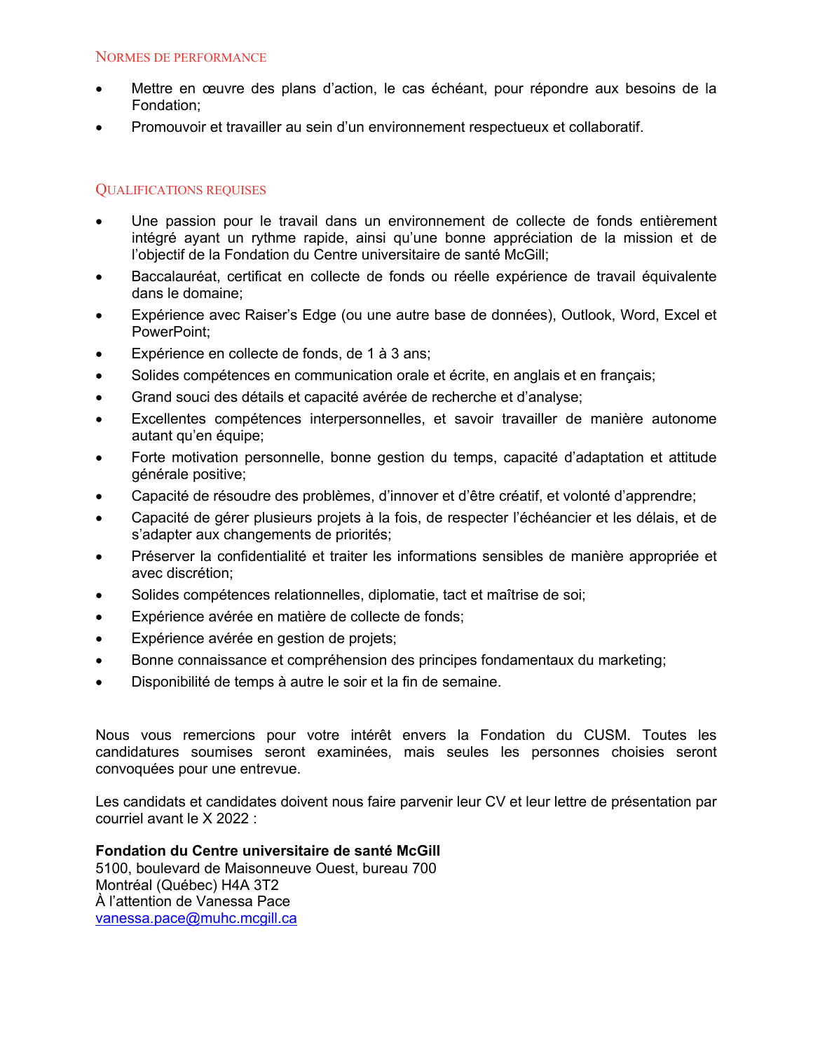## Normes de performance

- Mettre en œuvre des plans d'action, le cas échéant, pour répondre aux besoins de la Fondation;
- Promouvoir et travailler au sein d'un environnement respectueux et collaboratif.

## Qualifications requises

- Une passion pour le travail dans un environnement de collecte de fonds entièrement intégré ayant un rythme rapide, ainsi qu'une bonne appréciation de la mission et de l'objectif de la Fondation du Centre universitaire de santé McGill;
- Baccalauréat, certificat en collecte de fonds ou réelle expérience de travail équivalente dans le domaine;
- Expérience avec Raiser's Edge (ou une autre base de données), Outlook, Word, Excel et PowerPoint;
- Expérience en collecte de fonds, de 1 à 3 ans;
- Solides compétences en communication orale et écrite, en anglais et en français;
- Grand souci des détails et capacité avérée de recherche et d'analyse;
- Excellentes compétences interpersonnelles, et savoir travailler de manière autonome autant qu'en équipe;
- Forte motivation personnelle, bonne gestion du temps, capacité d'adaptation et attitude générale positive;
- Capacité de résoudre des problèmes, d'innover et d'être créatif, et volonté d'apprendre;
- Capacité de gérer plusieurs projets à la fois, de respecter l'échéancier et les délais, et de s'adapter aux changements de priorités;
- Préserver la confidentialité et traiter les informations sensibles de manière appropriée et avec discrétion;
- Solides compétences relationnelles, diplomatie, tact et maîtrise de soi;
- Expérience avérée en matière de collecte de fonds;
- Expérience avérée en gestion de projets;
- Bonne connaissance et compréhension des principes fondamentaux du marketing;
- Disponibilité de temps à autre le soir et la fin de semaine.

Nous vous remercions pour votre intérêt envers la Fondation du CUSM. Toutes les candidatures soumises seront examinées, mais seules les personnes choisies seront convoquées pour une entrevue.

Les candidats et candidates doivent nous faire parvenir leur CV et leur lettre de présentation par courriel avant le X 2022 :

**Fondation du Centre universitaire de santé McGill**
5100, boulevard de Maisonneuve Ouest, bureau 700
Montréal (Québec) H4A 3T2
À l'attention de Vanessa Pace
vanessa.pace@muhc.mcgill.ca